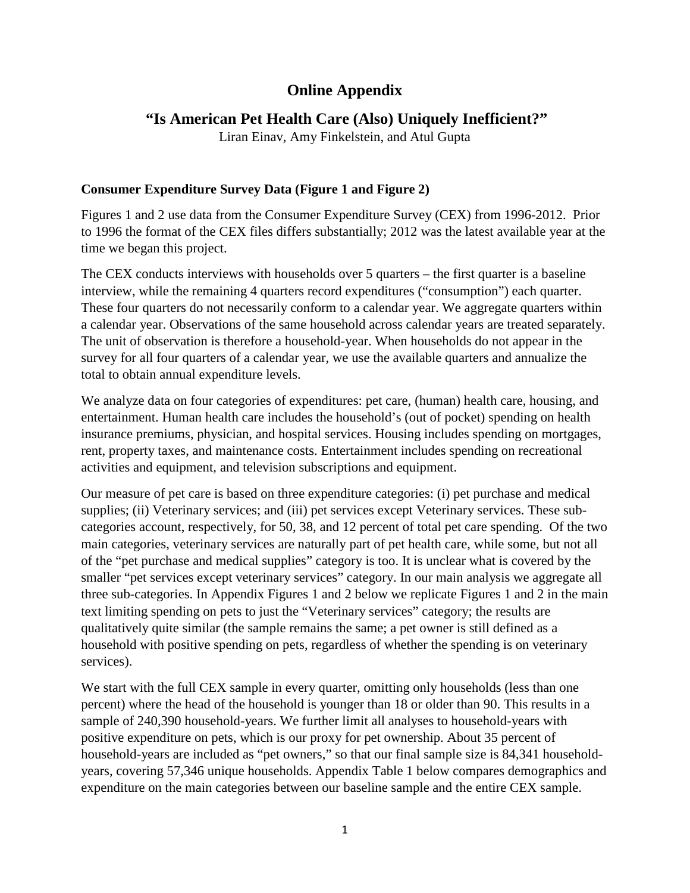# Online Appendix

## "Is American Pet Health Care (Also) Uniquely Inefficient?"

Liran Einav, Amy Finkelstein, and Atul Gupta

### Consumer Expenditure Survey Data (Figure 1 and Figure 2)

Figures 1 and 2 use data from the Consumer Expenditure Survey (CEX) from 1996-2012. Prior to 1996 the format of the CEX files differs substantially; 2012 was the latest available year at the time we began this project.

The CEX conducts interviews with households over 5 quarters – the first quarter is a baseline interview, while the remaining 4 quarters record expenditures ("consumption") each quarter. These four quarters do not necessarily conform to a calendar year. We aggregate quarters within a calendar year. Observations of the same household across calendar years are treated separately. The unit of observation is therefore a household-year. When households do not appear in the survey for all four quarters of a calendar year, we use the available quarters and annualize the total to obtain annual expenditure levels.

We analyze data on four categories of expenditures: pet care, (human) health care, housing, and entertainment. Human health care includes the household's (out of pocket) spending on health insurance premiums, physician, and hospital services. Housing includes spending on mortgages, rent, property taxes, and maintenance costs. Entertainment includes spending on recreational activities and equipment, and television subscriptions and equipment.

Our measure of pet care is based on three expenditure categories: (i) pet purchase and medical supplies; (ii) Veterinary services; and (iii) pet services except Veterinary services. These sub-categories account, respectively, for 50, 38, and 12 percent of total pet care spending. Of the two main categories, veterinary services are naturally part of pet health care, while some, but not all of the "pet purchase and medical supplies" category is too. It is unclear what is covered by the smaller "pet services except veterinary services" category. In our main analysis we aggregate all three sub-categories. In Appendix Figures 1 and 2 below we replicate Figures 1 and 2 in the main text limiting spending on pets to just the "Veterinary services" category; the results are qualitatively quite similar (the sample remains the same; a pet owner is still defined as a household with positive spending on pets, regardless of whether the spending is on veterinary services).

We start with the full CEX sample in every quarter, omitting only households (less than one percent) where the head of the household is younger than 18 or older than 90. This results in a sample of 240,390 household-years. We further limit all analyses to household-years with positive expenditure on pets, which is our proxy for pet ownership. About 35 percent of household-years are included as "pet owners," so that our final sample size is 84,341 household-years, covering 57,346 unique households. Appendix Table 1 below compares demographics and expenditure on the main categories between our baseline sample and the entire CEX sample.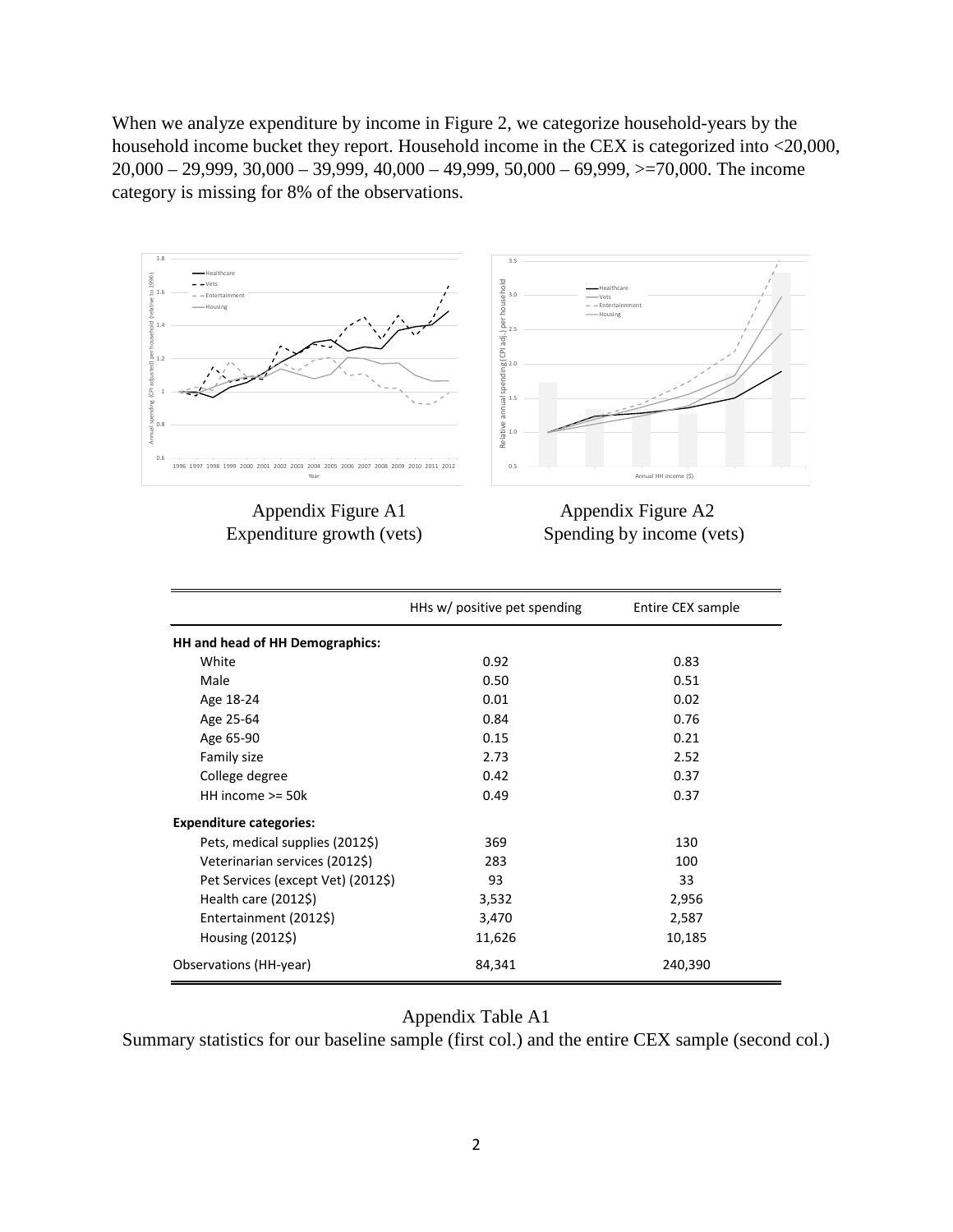When we analyze expenditure by income in Figure 2, we categorize household-years by the household income bucket they report. Household income in the CEX is categorized into <20,000, 20,000 – 29,999, 30,000 – 39,999, 40,000 – 49,999, 50,000 – 69,999, >=70,000. The income category is missing for 8% of the observations.

Appendix Figure A1
Expenditure growth (vets)

Appendix Figure A2
Spending by income (vets)

| | HHs w/ positive pet spending | Entire CEX sample |
|---|---|---|
| **HH and head of HH Demographics:** | | |
| White | 0.92 | 0.83 |
| Male | 0.50 | 0.51 |
| Age 18-24 | 0.01 | 0.02 |
| Age 25-64 | 0.84 | 0.76 |
| Age 65-90 | 0.15 | 0.21 |
| Family size | 2.73 | 2.52 |
| College degree | 0.42 | 0.37 |
| HH income >= 50k | 0.49 | 0.37 |
| **Expenditure categories:** | | |
| Pets, medical supplies (2012$) | 369 | 130 |
| Veterinarian services (2012$) | 283 | 100 |
| Pet Services (except Vet) (2012$) | 93 | 33 |
| Health care (2012$) | 3,532 | 2,956 |
| Entertainment (2012$) | 3,470 | 2,587 |
| Housing (2012$) | 11,626 | 10,185 |
| Observations (HH-year) | 84,341 | 240,390 |

Appendix Table A1
Summary statistics for our baseline sample (first col.) and the entire CEX sample (second col.)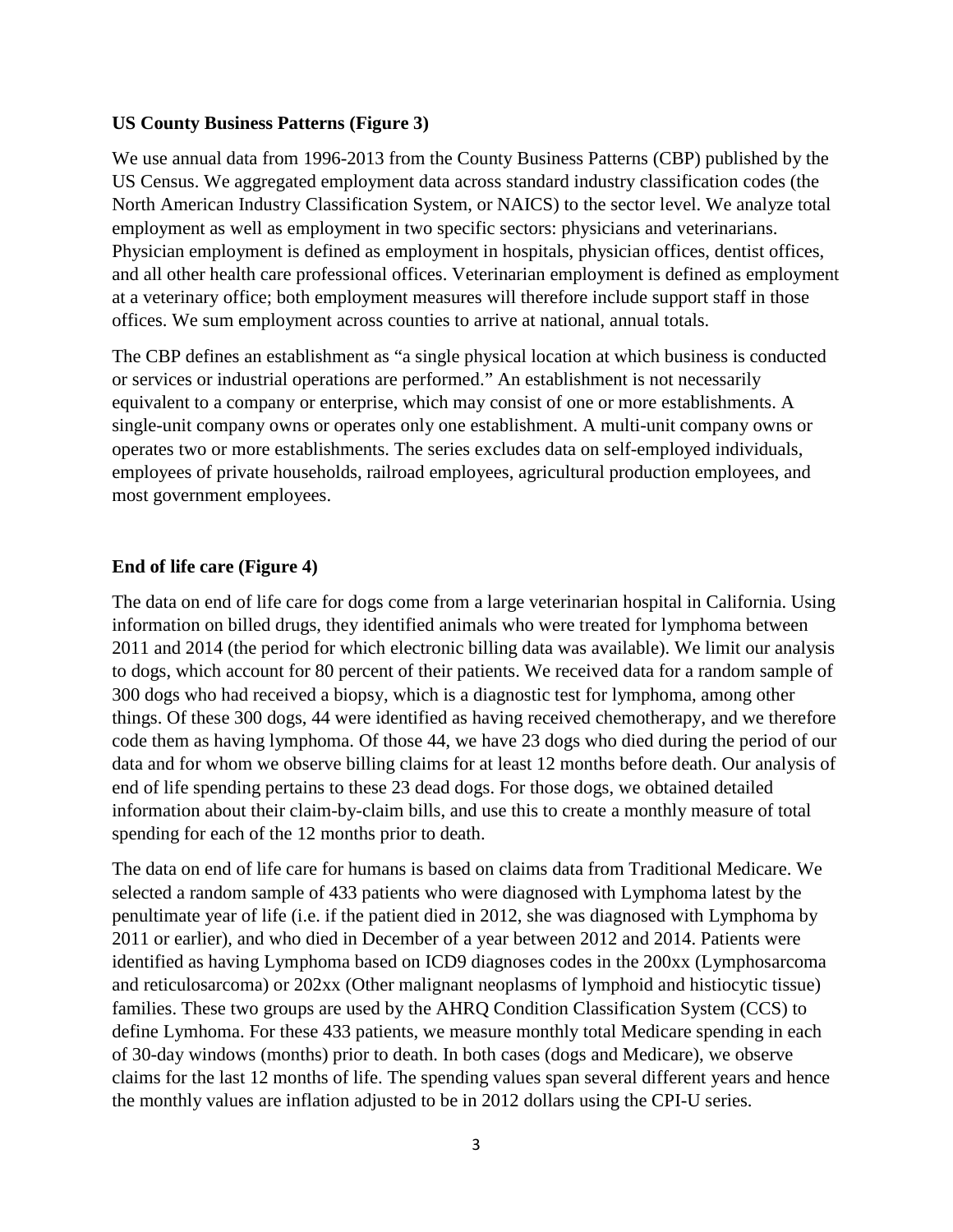**US County Business Patterns (Figure 3)**

We use annual data from 1996-2013 from the County Business Patterns (CBP) published by the US Census. We aggregated employment data across standard industry classification codes (the North American Industry Classification System, or NAICS) to the sector level. We analyze total employment as well as employment in two specific sectors: physicians and veterinarians. Physician employment is defined as employment in hospitals, physician offices, dentist offices, and all other health care professional offices. Veterinarian employment is defined as employment at a veterinary office; both employment measures will therefore include support staff in those offices. We sum employment across counties to arrive at national, annual totals.

The CBP defines an establishment as "a single physical location at which business is conducted or services or industrial operations are performed." An establishment is not necessarily equivalent to a company or enterprise, which may consist of one or more establishments. A single-unit company owns or operates only one establishment. A multi-unit company owns or operates two or more establishments. The series excludes data on self-employed individuals, employees of private households, railroad employees, agricultural production employees, and most government employees.

**End of life care (Figure 4)**

The data on end of life care for dogs come from a large veterinarian hospital in California. Using information on billed drugs, they identified animals who were treated for lymphoma between 2011 and 2014 (the period for which electronic billing data was available). We limit our analysis to dogs, which account for 80 percent of their patients. We received data for a random sample of 300 dogs who had received a biopsy, which is a diagnostic test for lymphoma, among other things. Of these 300 dogs, 44 were identified as having received chemotherapy, and we therefore code them as having lymphoma. Of those 44, we have 23 dogs who died during the period of our data and for whom we observe billing claims for at least 12 months before death. Our analysis of end of life spending pertains to these 23 dead dogs. For those dogs, we obtained detailed information about their claim-by-claim bills, and use this to create a monthly measure of total spending for each of the 12 months prior to death.

The data on end of life care for humans is based on claims data from Traditional Medicare. We selected a random sample of 433 patients who were diagnosed with Lymphoma latest by the penultimate year of life (i.e. if the patient died in 2012, she was diagnosed with Lymphoma by 2011 or earlier), and who died in December of a year between 2012 and 2014. Patients were identified as having Lymphoma based on ICD9 diagnoses codes in the 200xx (Lymphosarcoma and reticulosarcoma) or 202xx (Other malignant neoplasms of lymphoid and histiocytic tissue) families. These two groups are used by the AHRQ Condition Classification System (CCS) to define Lymhoma. For these 433 patients, we measure monthly total Medicare spending in each of 30-day windows (months) prior to death. In both cases (dogs and Medicare), we observe claims for the last 12 months of life. The spending values span several different years and hence the monthly values are inflation adjusted to be in 2012 dollars using the CPI-U series.